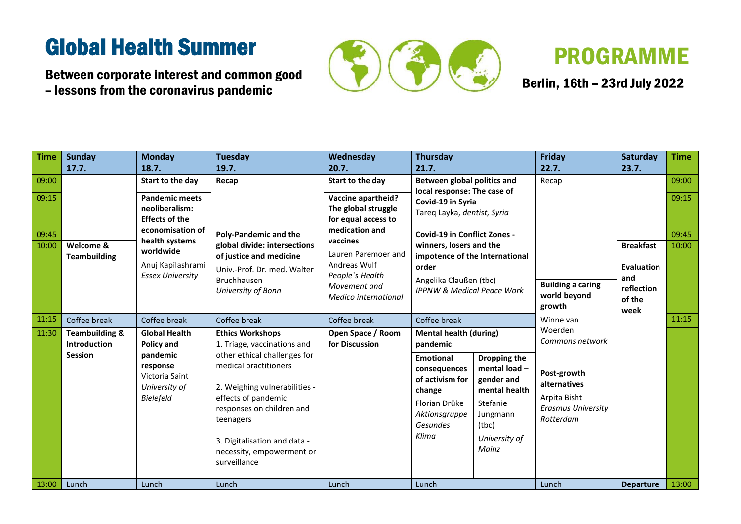# Global Health Summer

**Between corporate interest and common good – lessons from the coronavirus pandemic**

# PROGRAMME

**Berlin, 16th – 23rd July 2022**

| Time | Sunday 17.7. | Monday 18.7. | Tuesday 19.7. | Wednesday 20.7. | Thursday 21.7. | | Friday 22.7. | Saturday 23.7. | Time |
|---|---|---|---|---|---|---|---|---|---|
| 09:00 | | **Start to the day** | **Recap** | **Start to the day** | **Between global politics and local response: The case of Covid-19 in Syria** Tareq Layka, *dentist, Syria* | | Recap | | 09:00 |
| 09:15 | | **Pandemic meets neoliberalism: Effects of the economisation of health systems worldwide** Anuj Kapilashrami *Essex University* | | **Vaccine apartheid? The global struggle for equal access to medication and vaccines** Lauren Paremoer and Andreas Wulf *People`s Health Movement and Medico international* | | | | | 09:15 |
| 09:45 | | | **Poly-Pandemic and the global divide: intersections of justice and medicine** Univ.-Prof. Dr. med. Walter Bruchhausen *University of Bonn* | | **Covid-19 in Conflict Zones - winners, losers and the impotence of the International order** Angelika Claußen (tbc) *IPPNW & Medical Peace Work* | | | | 09:45 |
| 10:00 | **Welcome & Teambuilding** | | | | | | **Building a caring world beyond growth** Winne van Woerden *Commons network* | **Breakfast** **Evaluation and reflection of the week** | 10:00 |
| 11:15 | Coffee break | Coffee break | Coffee break | Coffee break | Coffee break | | | | 11:15 |
| 11:30 | **Teambuilding & Introduction Session** | **Global Health Policy and pandemic response** Victoria Saint *University of Bielefeld* | **Ethics Workshops** 1. Triage, vaccinations and other ethical challenges for medical practitioners 2. Weighing vulnerabilities - effects of pandemic responses on children and teenagers 3. Digitalisation and data - necessity, empowerment or surveillance | **Open Space / Room for Discussion** | **Mental health (during) pandemic** **Emotional consequences of activism for change** Florian Drüke *Aktionsgruppe Gesundes Klima* | **Dropping the mental load – gender and mental health** Stefanie Jungmann (tbc) *University of Mainz* | **Post-growth alternatives** Arpita Bisht *Erasmus University Rotterdam* | | |
| 13:00 | Lunch | Lunch | Lunch | Lunch | Lunch | | Lunch | **Departure** | 13:00 |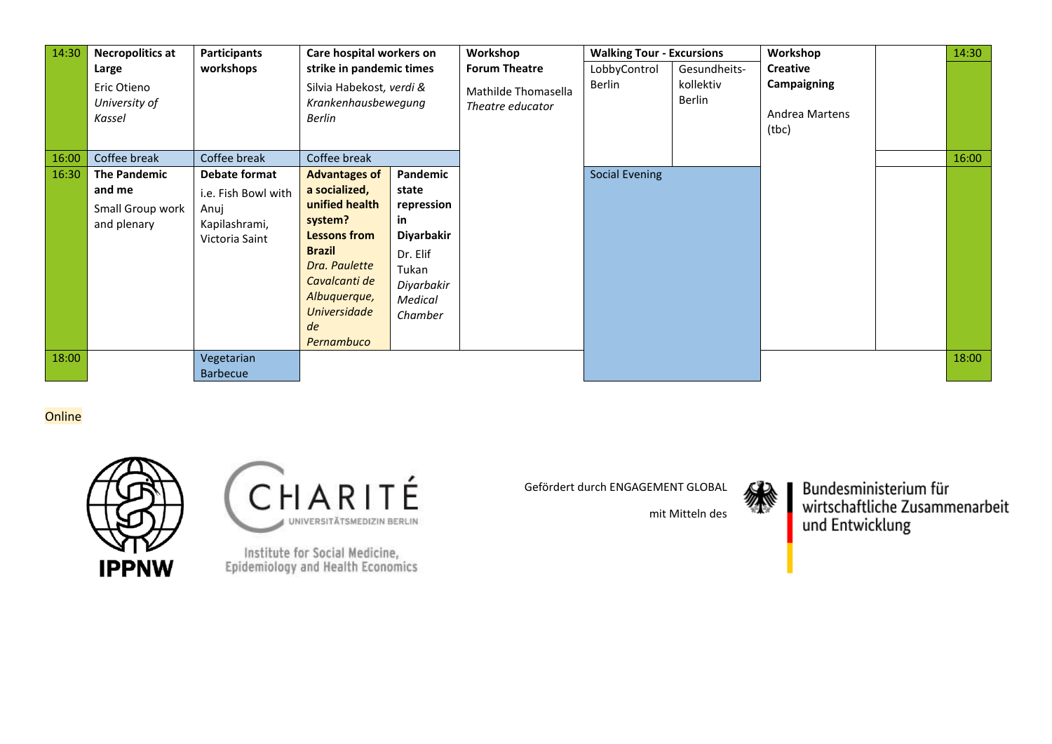| | | | | | | | | | |
|---|---|---|---|---|---|---|---|---|---|
| 14:30 | **Necropolitics at Large** Eric Otieno *University of Kassel* | **Participants workshops** | **Care hospital workers on strike in pandemic times** Silvia Habekost, *verdi & Krankenhausbewegung Berlin* | | **Workshop Forum Theatre** Mathilde Thomasella *Theatre educator* | **Walking Tour - Excursions** LobbyControl Berlin | Gesundheits-kollektiv Berlin | **Workshop Creative Campaigning** Andrea Martens (tbc) | | 14:30 |
| 16:00 | Coffee break | Coffee break | Coffee break | | | | | | | 16:00 |
| 16:30 | **The Pandemic and me** Small Group work and plenary | **Debate format** i.e. Fish Bowl with Anuj Kapilashrami, Victoria Saint | **Advantages of a socialized, unified health system? Lessons from Brazil** *Dra. Paulette Cavalcanti de Albuquerque, Universidade de Pernambuco* | **Pandemic state repression in Diyarbakir** Dr. Elif Tukan *Diyarbakir Medical Chamber* | | Social Evening | | | | |
| 18:00 | | Vegetarian Barbecue | | | | | | | | 18:00 |

Online

Gefördert durch ENGAGEMENT GLOBAL mit Mitteln des

Bundesministerium für wirtschaftliche Zusammenarbeit und Entwicklung

IPPNW

CHARITÉ UNIVERSITÄTSMEDIZIN BERLIN

Institute for Social Medicine, Epidemiology and Health Economics